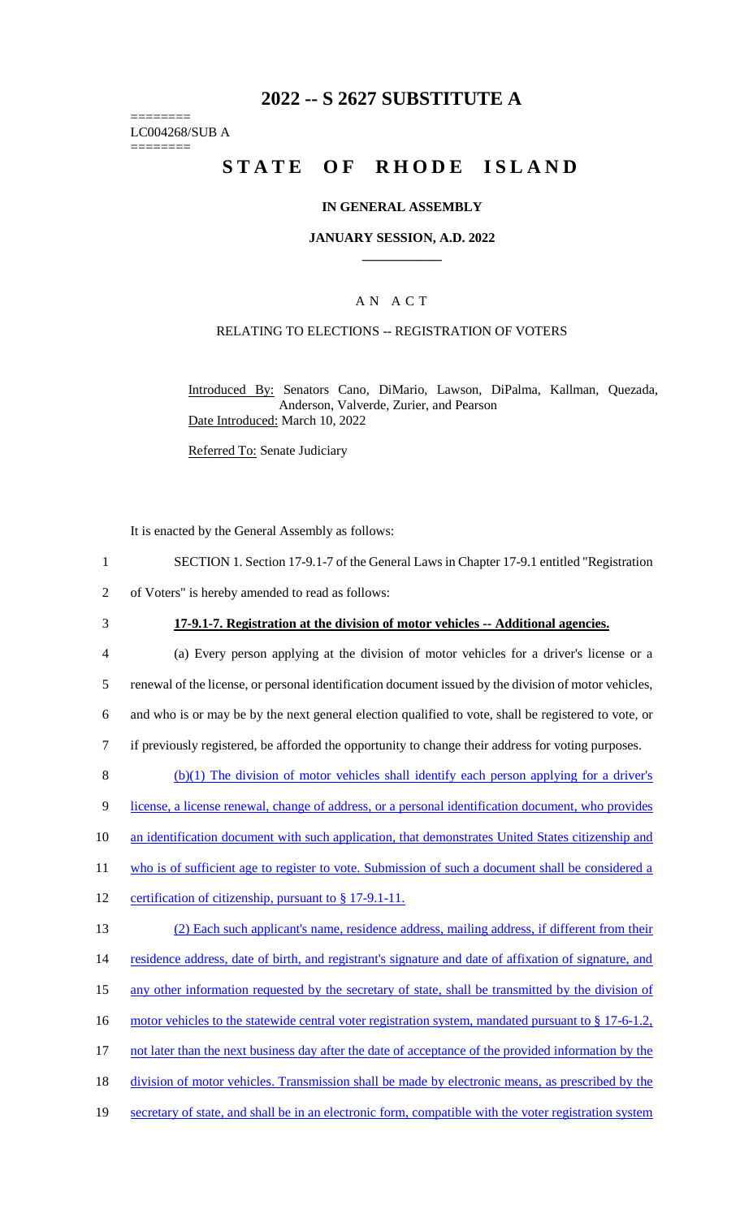========
LC004268/SUB A
========

# 2022 -- S 2627 SUBSTITUTE A

# STATE OF RHODE ISLAND

## IN GENERAL ASSEMBLY

### JANUARY SESSION, A.D. 2022

## AN ACT

RELATING TO ELECTIONS -- REGISTRATION OF VOTERS

Introduced By: Senators Cano, DiMario, Lawson, DiPalma, Kallman, Quezada, Anderson, Valverde, Zurier, and Pearson

Date Introduced: March 10, 2022

Referred To: Senate Judiciary

It is enacted by the General Assembly as follows:

1 SECTION 1. Section 17-9.1-7 of the General Laws in Chapter 17-9.1 entitled "Registration
2 of Voters" is hereby amended to read as follows:

3 **17-9.1-7. Registration at the division of motor vehicles -- Additional agencies.**

4 (a) Every person applying at the division of motor vehicles for a driver's license or a
5 renewal of the license, or personal identification document issued by the division of motor vehicles,
6 and who is or may be by the next general election qualified to vote, shall be registered to vote, or
7 if previously registered, be afforded the opportunity to change their address for voting purposes.

8 (b)(1) The division of motor vehicles shall identify each person applying for a driver's
9 license, a license renewal, change of address, or a personal identification document, who provides
10 an identification document with such application, that demonstrates United States citizenship and
11 who is of sufficient age to register to vote. Submission of such a document shall be considered a
12 certification of citizenship, pursuant to § 17-9.1-11.

13 (2) Each such applicant's name, residence address, mailing address, if different from their
14 residence address, date of birth, and registrant's signature and date of affixation of signature, and
15 any other information requested by the secretary of state, shall be transmitted by the division of
16 motor vehicles to the statewide central voter registration system, mandated pursuant to § 17-6-1.2,
17 not later than the next business day after the date of acceptance of the provided information by the
18 division of motor vehicles. Transmission shall be made by electronic means, as prescribed by the
19 secretary of state, and shall be in an electronic form, compatible with the voter registration system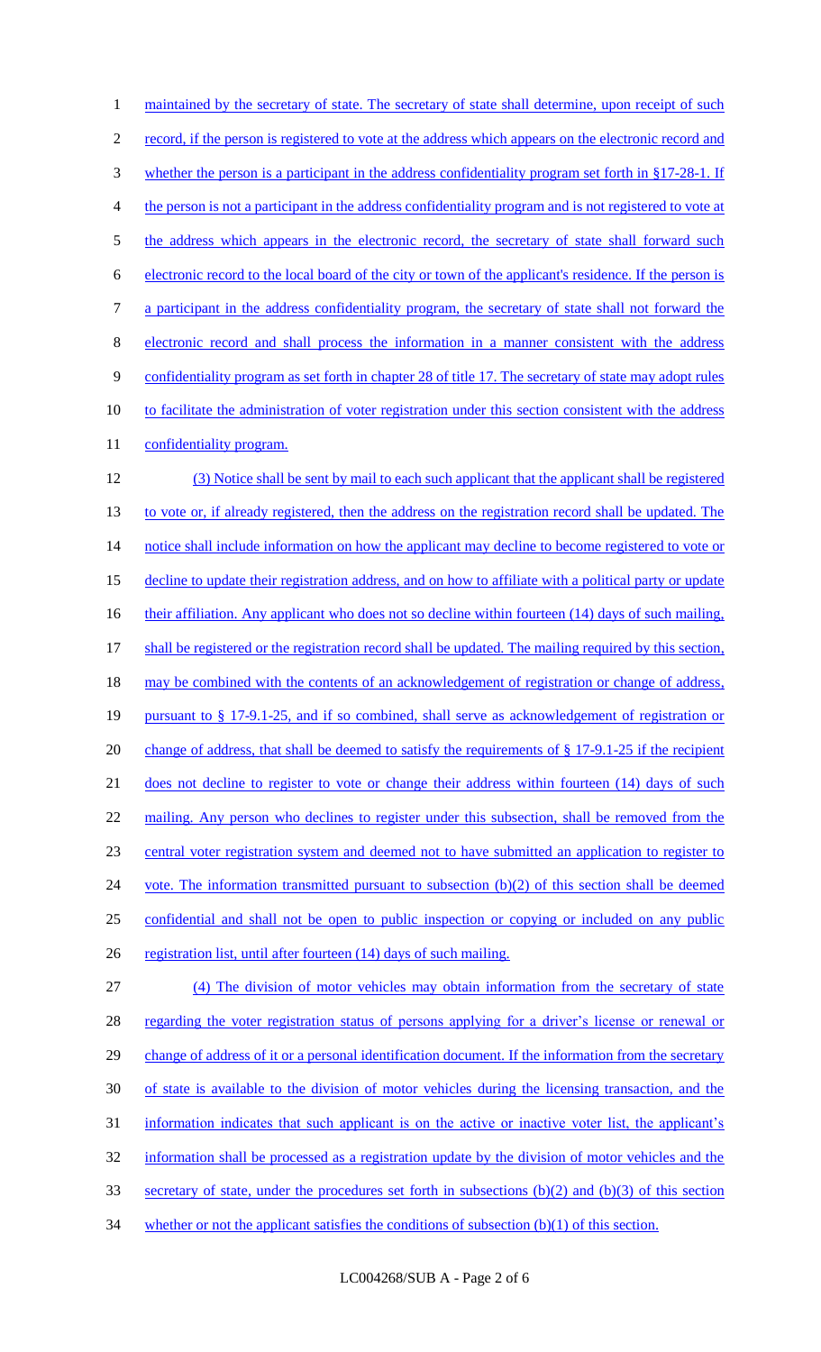maintained by the secretary of state. The secretary of state shall determine, upon receipt of such record, if the person is registered to vote at the address which appears on the electronic record and whether the person is a participant in the address confidentiality program set forth in §17-28-1. If the person is not a participant in the address confidentiality program and is not registered to vote at the address which appears in the electronic record, the secretary of state shall forward such electronic record to the local board of the city or town of the applicant's residence. If the person is a participant in the address confidentiality program, the secretary of state shall not forward the electronic record and shall process the information in a manner consistent with the address confidentiality program as set forth in chapter 28 of title 17. The secretary of state may adopt rules to facilitate the administration of voter registration under this section consistent with the address confidentiality program.

(3) Notice shall be sent by mail to each such applicant that the applicant shall be registered to vote or, if already registered, then the address on the registration record shall be updated. The notice shall include information on how the applicant may decline to become registered to vote or decline to update their registration address, and on how to affiliate with a political party or update their affiliation. Any applicant who does not so decline within fourteen (14) days of such mailing, shall be registered or the registration record shall be updated. The mailing required by this section, may be combined with the contents of an acknowledgement of registration or change of address, pursuant to § 17-9.1-25, and if so combined, shall serve as acknowledgement of registration or change of address, that shall be deemed to satisfy the requirements of § 17-9.1-25 if the recipient does not decline to register to vote or change their address within fourteen (14) days of such mailing. Any person who declines to register under this subsection, shall be removed from the central voter registration system and deemed not to have submitted an application to register to vote. The information transmitted pursuant to subsection (b)(2) of this section shall be deemed confidential and shall not be open to public inspection or copying or included on any public registration list, until after fourteen (14) days of such mailing.

(4) The division of motor vehicles may obtain information from the secretary of state regarding the voter registration status of persons applying for a driver's license or renewal or change of address of it or a personal identification document. If the information from the secretary of state is available to the division of motor vehicles during the licensing transaction, and the information indicates that such applicant is on the active or inactive voter list, the applicant's information shall be processed as a registration update by the division of motor vehicles and the secretary of state, under the procedures set forth in subsections (b)(2) and (b)(3) of this section whether or not the applicant satisfies the conditions of subsection (b)(1) of this section.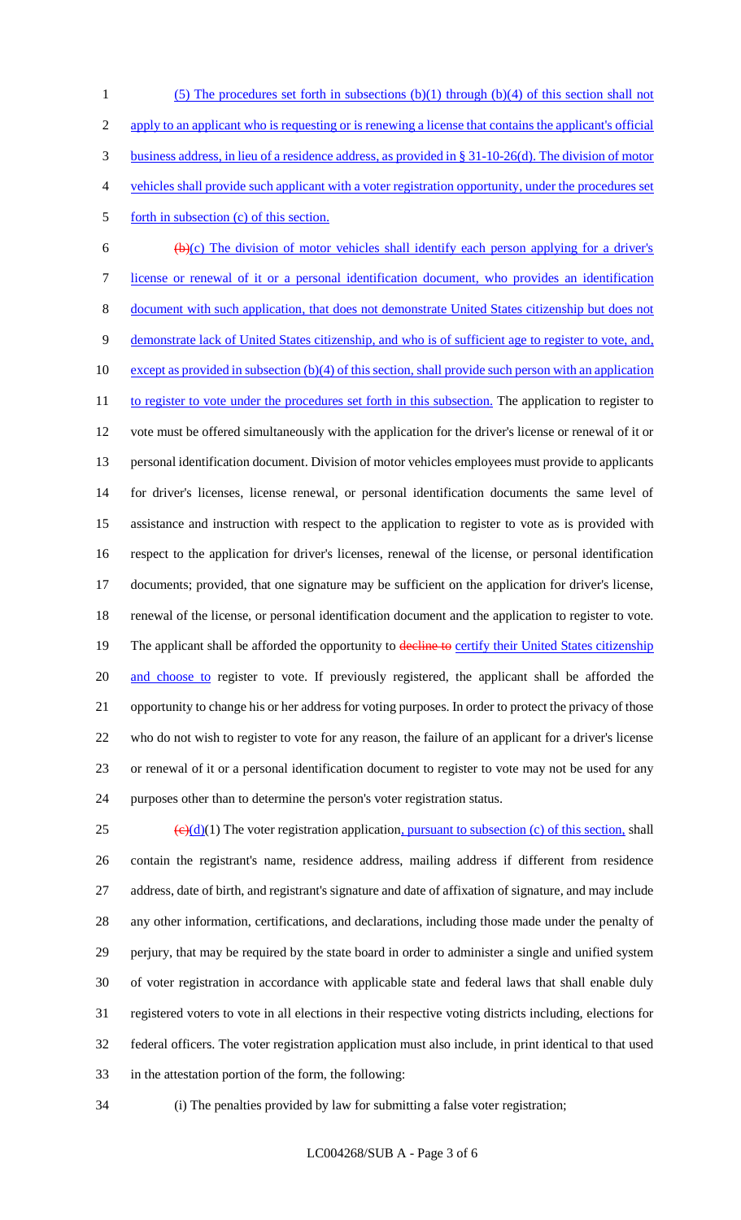(5) The procedures set forth in subsections (b)(1) through (b)(4) of this section shall not apply to an applicant who is requesting or is renewing a license that contains the applicant's official business address, in lieu of a residence address, as provided in § 31-10-26(d). The division of motor vehicles shall provide such applicant with a voter registration opportunity, under the procedures set forth in subsection (c) of this section.

~~(b)~~(c) The division of motor vehicles shall identify each person applying for a driver's license or renewal of it or a personal identification document, who provides an identification document with such application, that does not demonstrate United States citizenship but does not demonstrate lack of United States citizenship, and who is of sufficient age to register to vote, and, except as provided in subsection (b)(4) of this section, shall provide such person with an application to register to vote under the procedures set forth in this subsection. The application to register to vote must be offered simultaneously with the application for the driver's license or renewal of it or personal identification document. Division of motor vehicles employees must provide to applicants for driver's licenses, license renewal, or personal identification documents the same level of assistance and instruction with respect to the application to register to vote as is provided with respect to the application for driver's licenses, renewal of the license, or personal identification documents; provided, that one signature may be sufficient on the application for driver's license, renewal of the license, or personal identification document and the application to register to vote. The applicant shall be afforded the opportunity to ~~decline to~~ certify their United States citizenship and choose to register to vote. If previously registered, the applicant shall be afforded the opportunity to change his or her address for voting purposes. In order to protect the privacy of those who do not wish to register to vote for any reason, the failure of an applicant for a driver's license or renewal of it or a personal identification document to register to vote may not be used for any purposes other than to determine the person's voter registration status.

~~(c)~~(d)(1) The voter registration application, pursuant to subsection (c) of this section, shall contain the registrant's name, residence address, mailing address if different from residence address, date of birth, and registrant's signature and date of affixation of signature, and may include any other information, certifications, and declarations, including those made under the penalty of perjury, that may be required by the state board in order to administer a single and unified system of voter registration in accordance with applicable state and federal laws that shall enable duly registered voters to vote in all elections in their respective voting districts including, elections for federal officers. The voter registration application must also include, in print identical to that used in the attestation portion of the form, the following:

(i) The penalties provided by law for submitting a false voter registration;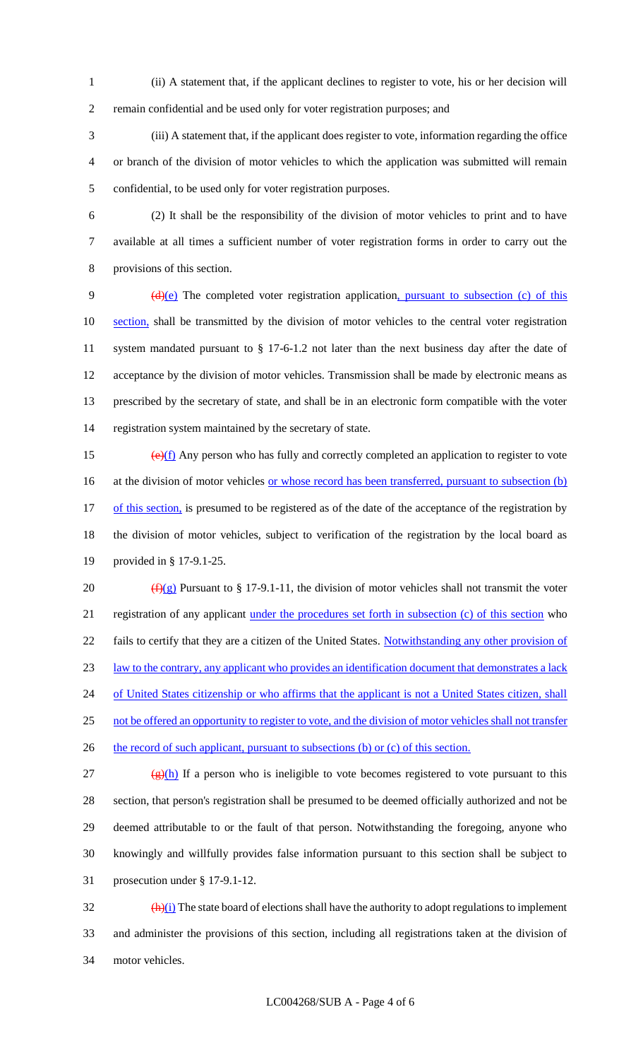(ii) A statement that, if the applicant declines to register to vote, his or her decision will remain confidential and be used only for voter registration purposes; and

(iii) A statement that, if the applicant does register to vote, information regarding the office or branch of the division of motor vehicles to which the application was submitted will remain confidential, to be used only for voter registration purposes.

(2) It shall be the responsibility of the division of motor vehicles to print and to have available at all times a sufficient number of voter registration forms in order to carry out the provisions of this section.

~~(d)~~(e) The completed voter registration application, pursuant to subsection (c) of this section, shall be transmitted by the division of motor vehicles to the central voter registration system mandated pursuant to § 17-6-1.2 not later than the next business day after the date of acceptance by the division of motor vehicles. Transmission shall be made by electronic means as prescribed by the secretary of state, and shall be in an electronic form compatible with the voter registration system maintained by the secretary of state.

~~(e)~~(f) Any person who has fully and correctly completed an application to register to vote at the division of motor vehicles or whose record has been transferred, pursuant to subsection (b) of this section, is presumed to be registered as of the date of the acceptance of the registration by the division of motor vehicles, subject to verification of the registration by the local board as provided in § 17-9.1-25.

~~(f)~~(g) Pursuant to § 17-9.1-11, the division of motor vehicles shall not transmit the voter registration of any applicant under the procedures set forth in subsection (c) of this section who fails to certify that they are a citizen of the United States. Notwithstanding any other provision of law to the contrary, any applicant who provides an identification document that demonstrates a lack of United States citizenship or who affirms that the applicant is not a United States citizen, shall not be offered an opportunity to register to vote, and the division of motor vehicles shall not transfer the record of such applicant, pursuant to subsections (b) or (c) of this section.

~~(g)~~(h) If a person who is ineligible to vote becomes registered to vote pursuant to this section, that person's registration shall be presumed to be deemed officially authorized and not be deemed attributable to or the fault of that person. Notwithstanding the foregoing, anyone who knowingly and willfully provides false information pursuant to this section shall be subject to prosecution under § 17-9.1-12.

~~(h)~~(i) The state board of elections shall have the authority to adopt regulations to implement and administer the provisions of this section, including all registrations taken at the division of motor vehicles.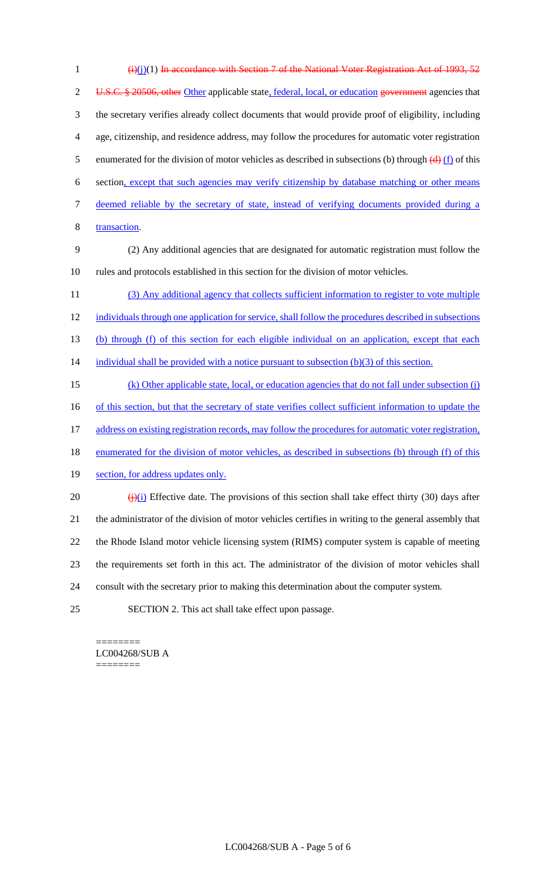~~(i)~~(j)(1) ~~In accordance with Section 7 of the National Voter Registration Act of 1993, 52 U.S.C. § 20506, other~~ Other applicable state, federal, local, or education ~~government~~ agencies that the secretary verifies already collect documents that would provide proof of eligibility, including age, citizenship, and residence address, may follow the procedures for automatic voter registration enumerated for the division of motor vehicles as described in subsections (b) through ~~(d)~~ (f) of this section, except that such agencies may verify citizenship by database matching or other means deemed reliable by the secretary of state, instead of verifying documents provided during a transaction.

(2) Any additional agencies that are designated for automatic registration must follow the rules and protocols established in this section for the division of motor vehicles.

(3) Any additional agency that collects sufficient information to register to vote multiple individuals through one application for service, shall follow the procedures described in subsections (b) through (f) of this section for each eligible individual on an application, except that each individual shall be provided with a notice pursuant to subsection (b)(3) of this section.

(k) Other applicable state, local, or education agencies that do not fall under subsection (j) of this section, but that the secretary of state verifies collect sufficient information to update the address on existing registration records, may follow the procedures for automatic voter registration, enumerated for the division of motor vehicles, as described in subsections (b) through (f) of this section, for address updates only.

~~(j)~~(l) Effective date. The provisions of this section shall take effect thirty (30) days after the administrator of the division of motor vehicles certifies in writing to the general assembly that the Rhode Island motor vehicle licensing system (RIMS) computer system is capable of meeting the requirements set forth in this act. The administrator of the division of motor vehicles shall consult with the secretary prior to making this determination about the computer system.

SECTION 2. This act shall take effect upon passage.

========
LC004268/SUB A
========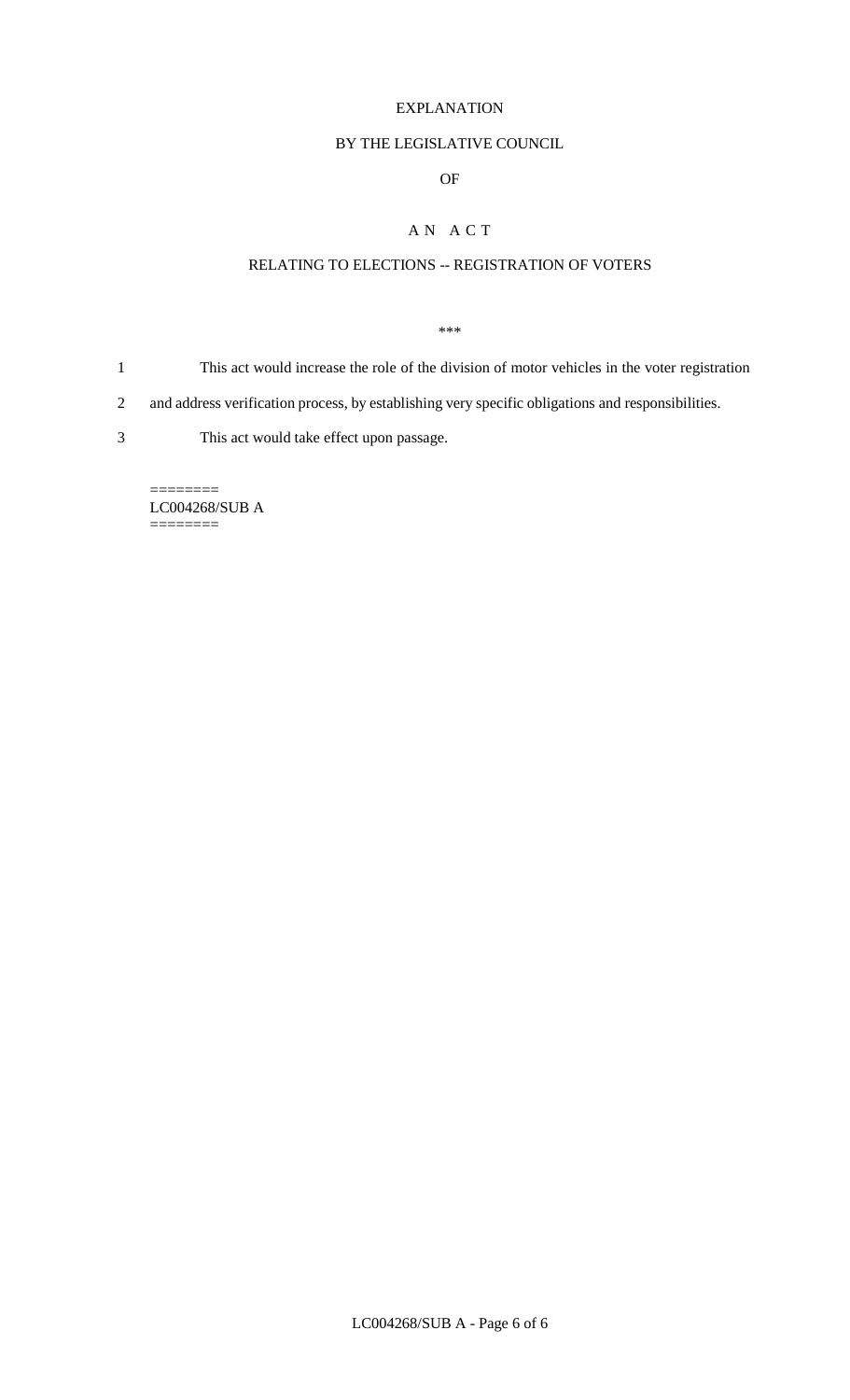EXPLANATION

BY THE LEGISLATIVE COUNCIL

OF

A N A C T

RELATING TO ELECTIONS -- REGISTRATION OF VOTERS

\*\*\*

1 This act would increase the role of the division of motor vehicles in the voter registration
2 and address verification process, by establishing very specific obligations and responsibilities.
3 This act would take effect upon passage.

========
LC004268/SUB A
========